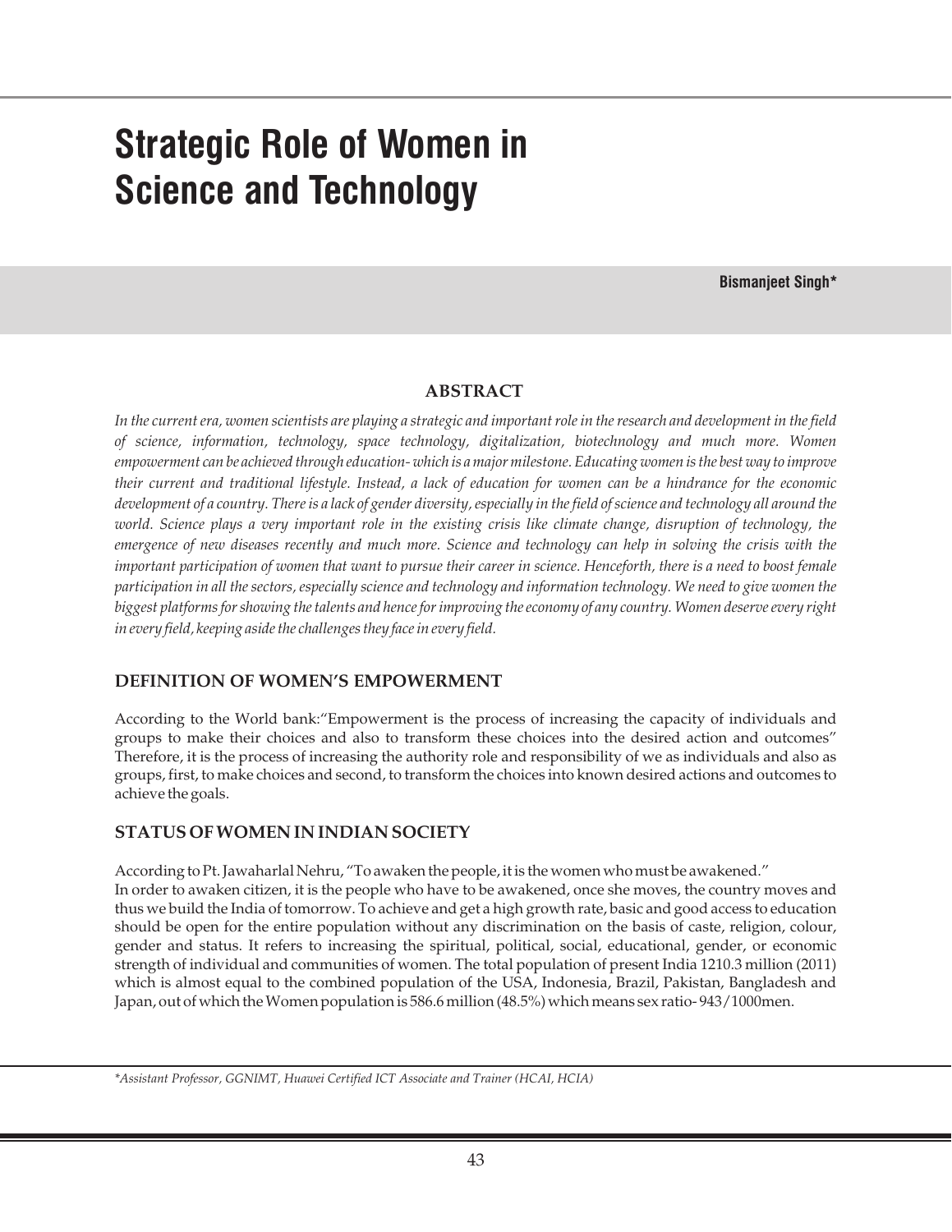# Strategic Role of Women in Science and Technology

**Bismanjeet Singh***

## ABSTRACT

*In the current era, women scientists are playing a strategic and important role in the research and development in the field of science, information, technology, space technology, digitalization, biotechnology and much more. Women empowerment can be achieved through education- which is a major milestone. Educating women is the best way to improve their current and traditional lifestyle. Instead, a lack of education for women can be a hindrance for the economic development of a country. There is a lack of gender diversity, especially in the field of science and technology all around the world. Science plays a very important role in the existing crisis like climate change, disruption of technology, the emergence of new diseases recently and much more. Science and technology can help in solving the crisis with the important participation of women that want to pursue their career in science. Henceforth, there is a need to boost female participation in all the sectors, especially science and technology and information technology. We need to give women the biggest platforms for showing the talents and hence for improving the economy of any country. Women deserve every right in every field, keeping aside the challenges they face in every field.*

## DEFINITION OF WOMEN'S EMPOWERMENT

According to the World bank:"Empowerment is the process of increasing the capacity of individuals and groups to make their choices and also to transform these choices into the desired action and outcomes" Therefore, it is the process of increasing the authority role and responsibility of we as individuals and also as groups, first, to make choices and second, to transform the choices into known desired actions and outcomes to achieve the goals.

## STATUS OF WOMEN IN INDIAN SOCIETY

According to Pt. Jawaharlal Nehru, "To awaken the people, it is the women who must be awakened."
In order to awaken citizen, it is the people who have to be awakened, once she moves, the country moves and thus we build the India of tomorrow. To achieve and get a high growth rate, basic and good access to education should be open for the entire population without any discrimination on the basis of caste, religion, colour, gender and status. It refers to increasing the spiritual, political, social, educational, gender, or economic strength of individual and communities of women. The total population of present India 1210.3 million (2011) which is almost equal to the combined population of the USA, Indonesia, Brazil, Pakistan, Bangladesh and Japan, out of which the Women population is 586.6 million (48.5%) which means sex ratio- 943/1000men.

---

**Assistant Professor, GGNIMT, Huawei Certified ICT Associate and Trainer (HCAI, HCIA)*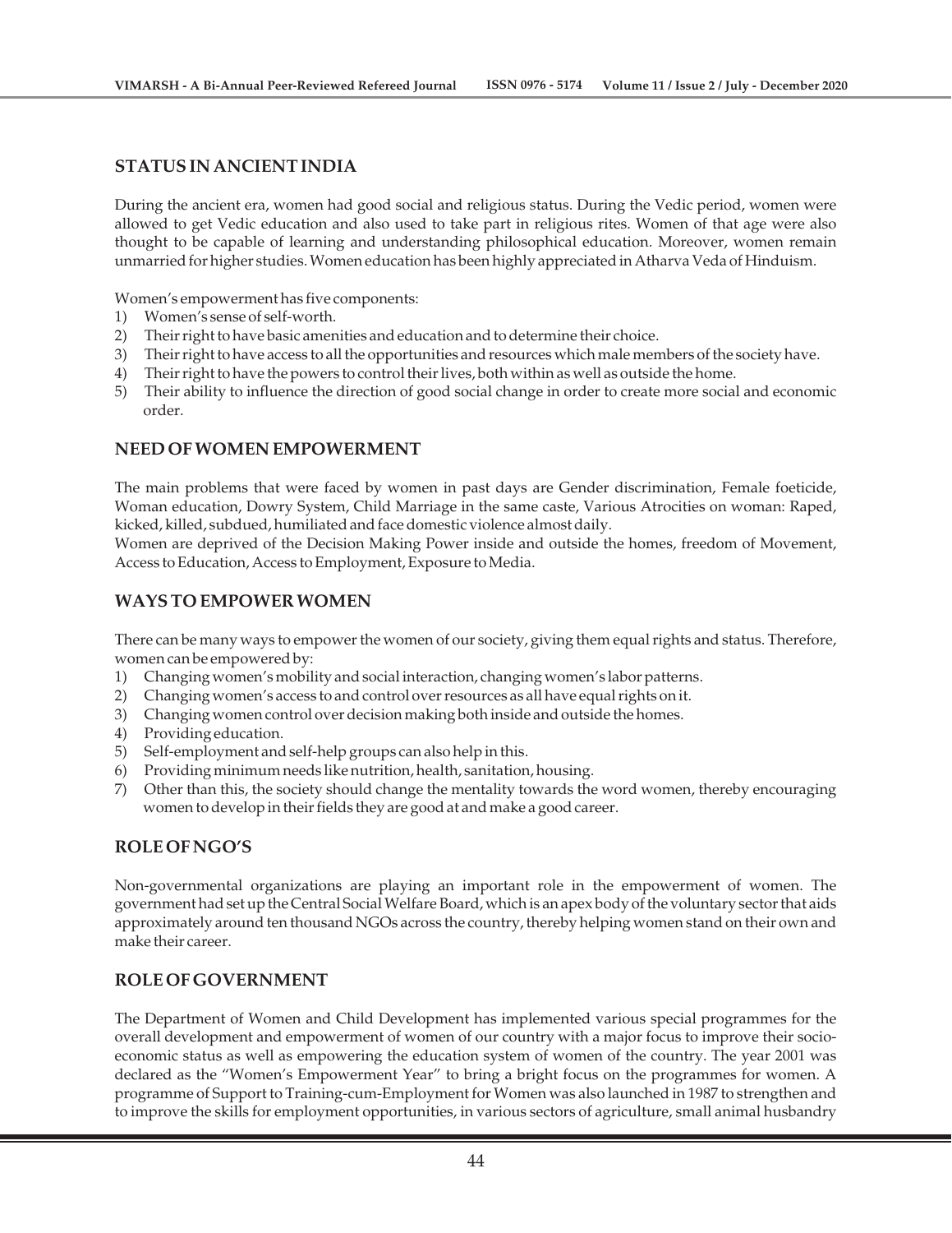## STATUS IN ANCIENT INDIA

During the ancient era, women had good social and religious status. During the Vedic period, women were allowed to get Vedic education and also used to take part in religious rites. Women of that age were also thought to be capable of learning and understanding philosophical education. Moreover, women remain unmarried for higher studies. Women education has been highly appreciated in Atharva Veda of Hinduism.

Women's empowerment has five components:

1) Women's sense of self-worth.
2) Their right to have basic amenities and education and to determine their choice.
3) Their right to have access to all the opportunities and resources which male members of the society have.
4) Their right to have the powers to control their lives, both within as well as outside the home.
5) Their ability to influence the direction of good social change in order to create more social and economic order.

## NEED OF WOMEN EMPOWERMENT

The main problems that were faced by women in past days are Gender discrimination, Female foeticide, Woman education, Dowry System, Child Marriage in the same caste, Various Atrocities on woman: Raped, kicked, killed, subdued, humiliated and face domestic violence almost daily.

Women are deprived of the Decision Making Power inside and outside the homes, freedom of Movement, Access to Education, Access to Employment, Exposure to Media.

## WAYS TO EMPOWER WOMEN

There can be many ways to empower the women of our society, giving them equal rights and status. Therefore, women can be empowered by:

1) Changing women's mobility and social interaction, changing women's labor patterns.
2) Changing women's access to and control over resources as all have equal rights on it.
3) Changing women control over decision making both inside and outside the homes.
4) Providing education.
5) Self-employment and self-help groups can also help in this.
6) Providing minimum needs like nutrition, health, sanitation, housing.
7) Other than this, the society should change the mentality towards the word women, thereby encouraging women to develop in their fields they are good at and make a good career.

## ROLE OF NGO'S

Non-governmental organizations are playing an important role in the empowerment of women. The government had set up the Central Social Welfare Board, which is an apex body of the voluntary sector that aids approximately around ten thousand NGOs across the country, thereby helping women stand on their own and make their career.

## ROLE OF GOVERNMENT

The Department of Women and Child Development has implemented various special programmes for the overall development and empowerment of women of our country with a major focus to improve their socio-economic status as well as empowering the education system of women of the country. The year 2001 was declared as the "Women's Empowerment Year" to bring a bright focus on the programmes for women. A programme of Support to Training-cum-Employment for Women was also launched in 1987 to strengthen and to improve the skills for employment opportunities, in various sectors of agriculture, small animal husbandry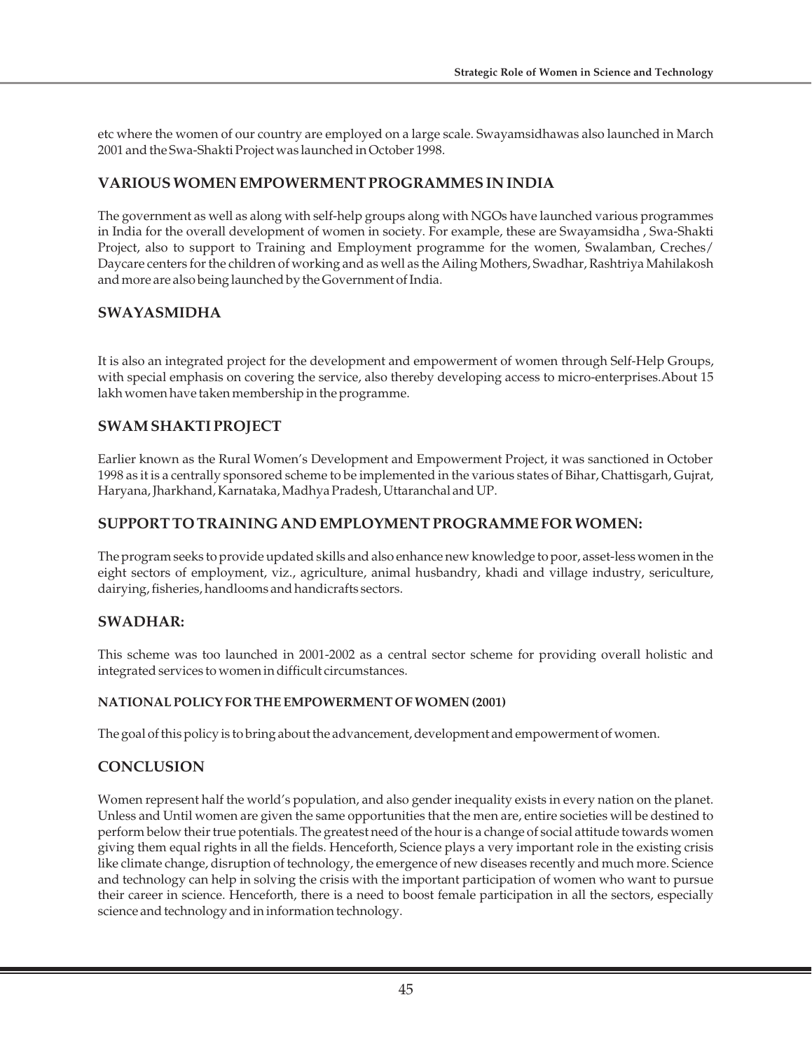etc where the women of our country are employed on a large scale. Swayamsidhawas also launched in March 2001 and the Swa-Shakti Project was launched in October 1998.

## VARIOUS WOMEN EMPOWERMENT PROGRAMMES IN INDIA

The government as well as along with self-help groups along with NGOs have launched various programmes in India for the overall development of women in society. For example, these are Swayamsidha , Swa-Shakti Project, also to support to Training and Employment programme for the women, Swalamban, Creches/ Daycare centers for the children of working and as well as the Ailing Mothers, Swadhar, Rashtriya Mahilakosh and more are also being launched by the Government of India.

## SWAYASMIDHA

It is also an integrated project for the development and empowerment of women through Self-Help Groups, with special emphasis on covering the service, also thereby developing access to micro-enterprises.About 15 lakh women have taken membership in the programme.

## SWAM SHAKTI PROJECT

Earlier known as the Rural Women's Development and Empowerment Project, it was sanctioned in October 1998 as it is a centrally sponsored scheme to be implemented in the various states of Bihar, Chattisgarh, Gujrat, Haryana, Jharkhand, Karnataka, Madhya Pradesh, Uttaranchal and UP.

## SUPPORT TO TRAINING AND EMPLOYMENT PROGRAMME FOR WOMEN:

The program seeks to provide updated skills and also enhance new knowledge to poor, asset-less women in the eight sectors of employment, viz., agriculture, animal husbandry, khadi and village industry, sericulture, dairying, fisheries, handlooms and handicrafts sectors.

## SWADHAR:

This scheme was too launched in 2001-2002 as a central sector scheme for providing overall holistic and integrated services to women in difficult circumstances.

#### NATIONAL POLICY FOR THE EMPOWERMENT OF WOMEN (2001)

The goal of this policy is to bring about the advancement, development and empowerment of women.

## CONCLUSION

Women represent half the world's population, and also gender inequality exists in every nation on the planet. Unless and Until women are given the same opportunities that the men are, entire societies will be destined to perform below their true potentials. The greatest need of the hour is a change of social attitude towards women giving them equal rights in all the fields. Henceforth, Science plays a very important role in the existing crisis like climate change, disruption of technology, the emergence of new diseases recently and much more. Science and technology can help in solving the crisis with the important participation of women who want to pursue their career in science. Henceforth, there is a need to boost female participation in all the sectors, especially science and technology and in information technology.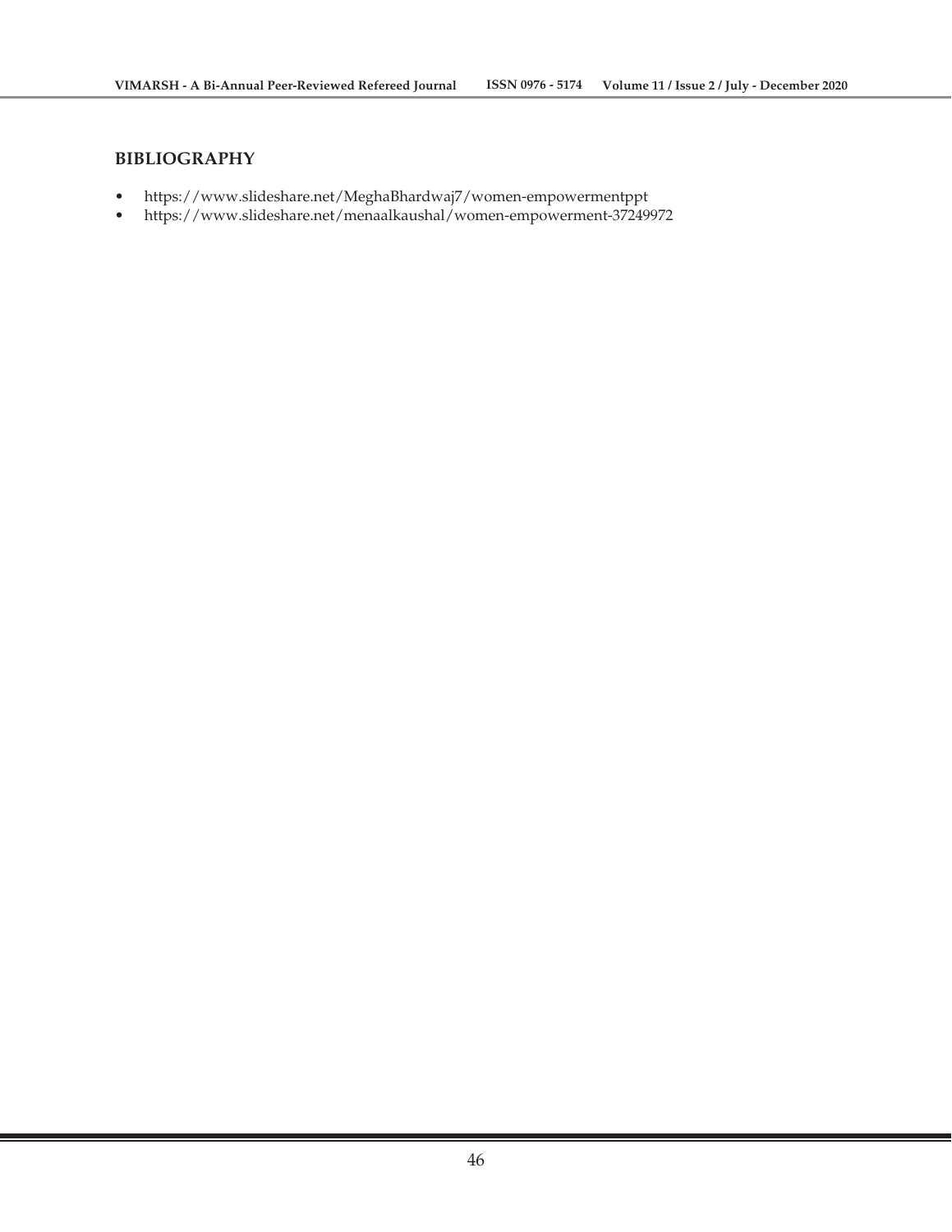## BIBLIOGRAPHY

- https://www.slideshare.net/MeghaBhardwaj7/women-empowermentppt
- https://www.slideshare.net/menaalkaushal/women-empowerment-37249972